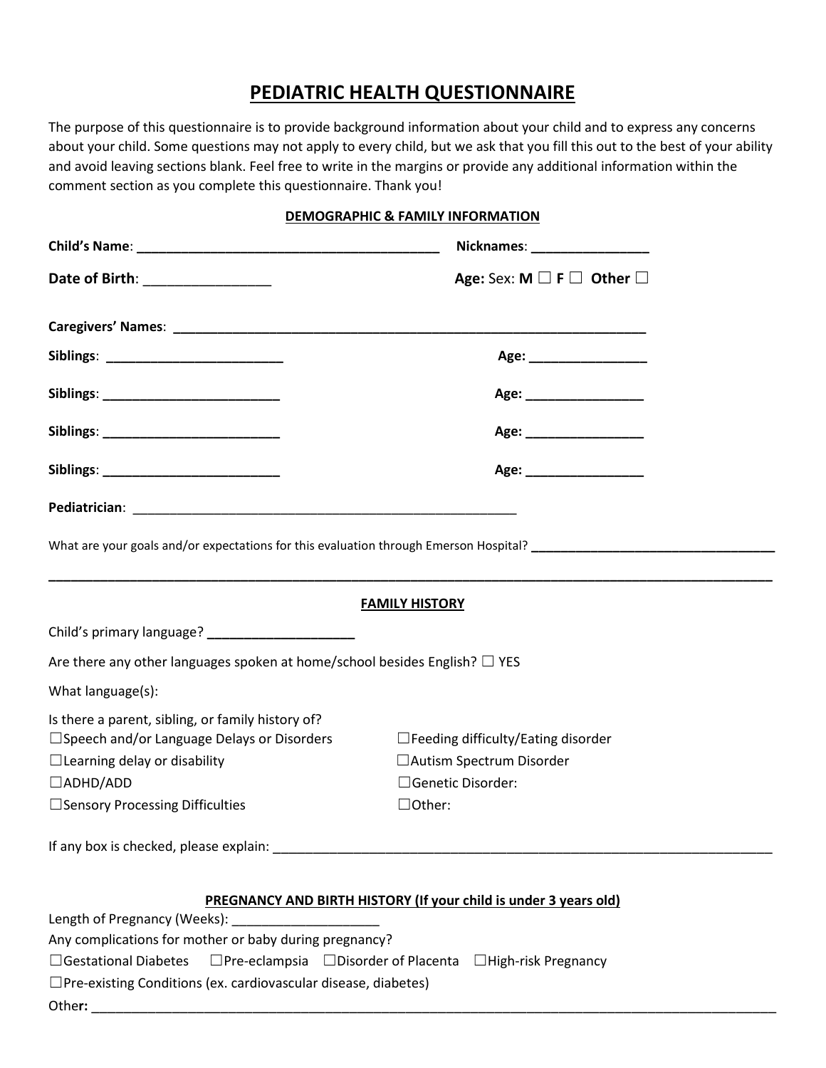# PEDIATRIC HEALTH QUESTIONNAIRE

The purpose of this questionnaire is to provide background information about your child and to express any concerns about your child. Some questions may not apply to every child, but we ask that you fill this out to the best of your ability and avoid leaving sections blank. Feel free to write in the margins or provide any additional information within the comment section as you complete this questionnaire. Thank you!

## DEMOGRAPHIC & FAMILY INFORMATION

**Child's Name**: __________________________________________ **Nicknames**: ________________

**Date of Birth**: _________________ **Age:** Sex: **M** ☐ **F** ☐ **Other** ☐

**Caregivers' Names**: ____________________________________________________________________

**Siblings**: _________________________ **Age**: ________________

**Siblings**: _________________________ **Age**: ________________

**Siblings**: _________________________ **Age**: ________________

**Siblings**: _________________________ **Age**: ________________

**Pediatrician**: _______________________________________________________

What are your goals and/or expectations for this evaluation through Emerson Hospital? ___________________________________

_____________________________________________________________________________________________________

## FAMILY HISTORY

Child's primary language? ____________________

Are there any other languages spoken at home/school besides English? ☐ YES

What language(s):

Is there a parent, sibling, or family history of?

☐Speech and/or Language Delays or Disorders
☐Learning delay or disability
☐ADHD/ADD
☐Sensory Processing Difficulties
☐Feeding difficulty/Eating disorder
☐Autism Spectrum Disorder
☐Genetic Disorder:
☐Other:

If any box is checked, please explain: ______________________________________________________________________

## PREGNANCY AND BIRTH HISTORY (If your child is under 3 years old)

Length of Pregnancy (Weeks): ____________________

Any complications for mother or baby during pregnancy?

☐Gestational Diabetes ☐Pre-eclampsia ☐Disorder of Placenta ☐High-risk Pregnancy

☐Pre-existing Conditions (ex. cardiovascular disease, diabetes)

Other: _____________________________________________________________________________________________________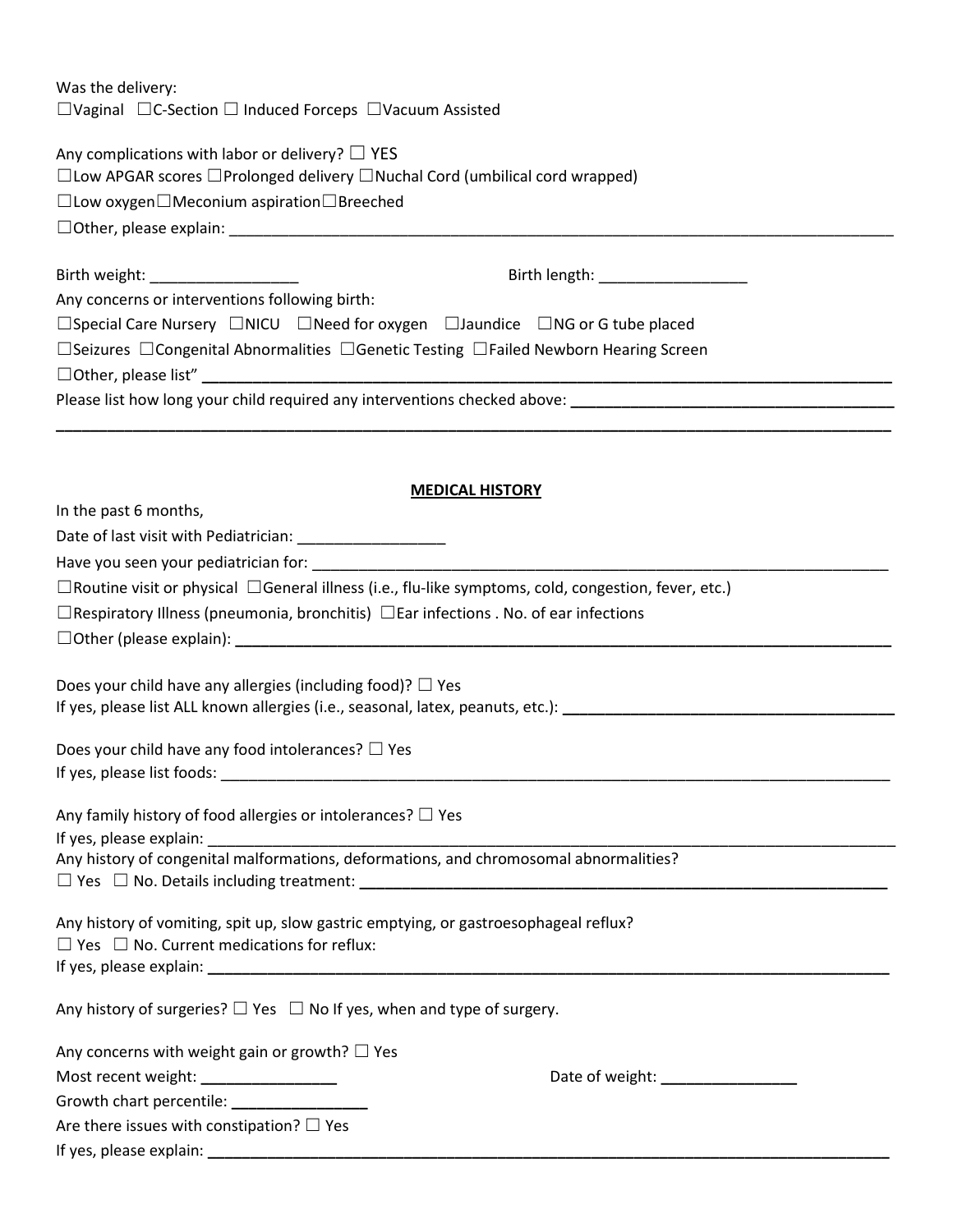Was the delivery:
☐Vaginal ☐C-Section ☐ Induced Forceps ☐Vacuum Assisted

Any complications with labor or delivery? ☐ YES
☐Low APGAR scores ☐Prolonged delivery ☐Nuchal Cord (umbilical cord wrapped)
☐Low oxygen☐Meconium aspiration☐Breeched
☐Other, please explain: ___________________________________________________________________________

Birth weight: _________________ Birth length: _________________

Any concerns or interventions following birth:
☐Special Care Nursery ☐NICU ☐Need for oxygen ☐Jaundice ☐NG or G tube placed
☐Seizures ☐Congenital Abnormalities ☐Genetic Testing ☐Failed Newborn Hearing Screen
☐Other, please list" ___________________________________________________________________________
Please list how long your child required any interventions checked above: _____________________________________
___________________________________________________________________________________________

**MEDICAL HISTORY**

In the past 6 months,
Date of last visit with Pediatrician: _________________
Have you seen your pediatrician for: ____________________________________________________________________
☐Routine visit or physical ☐General illness (i.e., flu-like symptoms, cold, congestion, fever, etc.)
☐Respiratory Illness (pneumonia, bronchitis) ☐Ear infections . No. of ear infections
☐Other (please explain): ______________________________________________________________________

Does your child have any allergies (including food)? ☐ Yes
If yes, please list ALL known allergies (i.e., seasonal, latex, peanuts, etc.): _____________________________________

Does your child have any food intolerances? ☐ Yes
If yes, please list foods: _________________________________________________________________________

Any family history of food allergies or intolerances? ☐ Yes
If yes, please explain: ___________________________________________________________________________
Any history of congenital malformations, deformations, and chromosomal abnormalities?
☐ Yes ☐ No. Details including treatment: ______________________________________________________

Any history of vomiting, spit up, slow gastric emptying, or gastroesophageal reflux?
☐ Yes ☐ No. Current medications for reflux:
If yes, please explain: __________________________________________________________________________

Any history of surgeries? ☐ Yes ☐ No If yes, when and type of surgery.

Any concerns with weight gain or growth? ☐ Yes
Most recent weight: ________________ Date of weight: ________________
Growth chart percentile: ________________
Are there issues with constipation? ☐ Yes
If yes, please explain: __________________________________________________________________________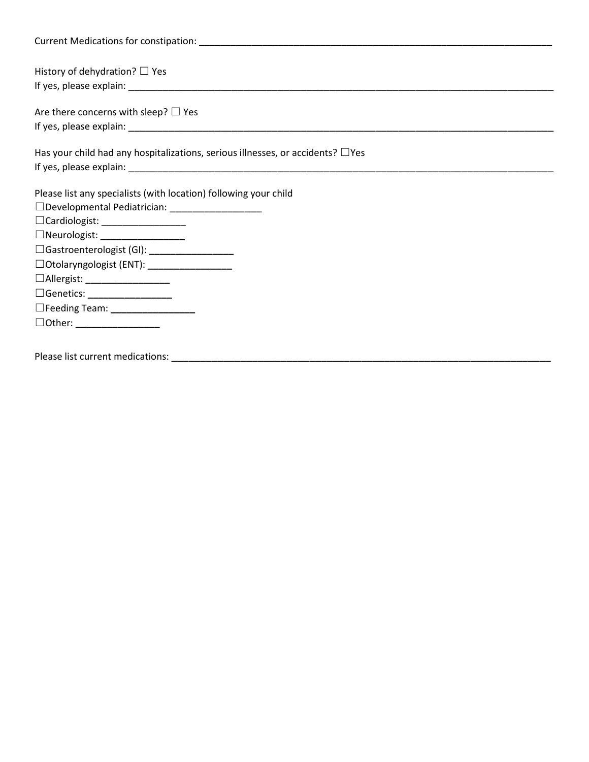Current Medications for constipation: ___________________________________________________________________

History of dehydration? ☐ Yes
If yes, please explain: ___________________________________________________________________________________

Are there concerns with sleep? ☐ Yes
If yes, please explain: ___________________________________________________________________________________

Has your child had any hospitalizations, serious illnesses, or accidents? ☐Yes
If yes, please explain: ___________________________________________________________________________________

Please list any specialists (with location) following your child
☐Developmental Pediatrician: _________________
☐Cardiologist: ________________
☐Neurologist: ________________
☐Gastroenterologist (GI): ________________
☐Otolaryngologist (ENT): ________________
☐Allergist: ________________
☐Genetics: ________________
☐Feeding Team: ________________
☐Other: ________________

Please list current medications: __________________________________________________________________________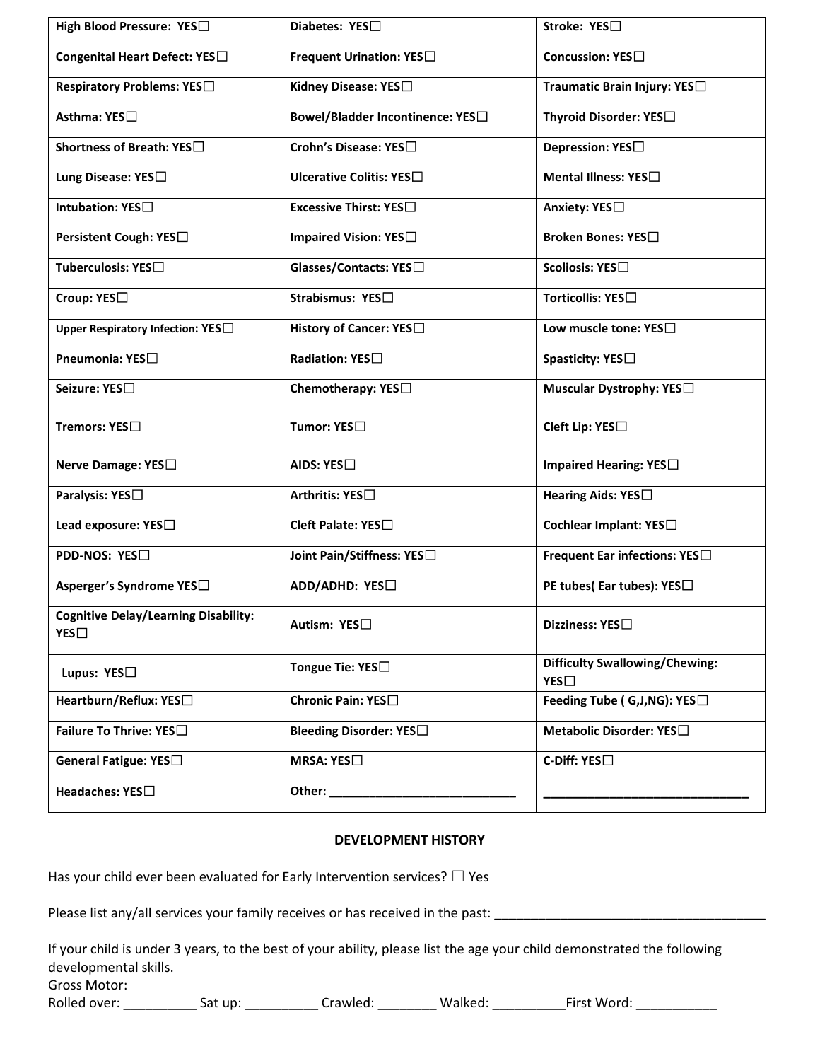| **High Blood Pressure: YES☐** | **Diabetes: YES☐** | **Stroke: YES☐** |
|---|---|---|
| **Congenital Heart Defect: YES☐** | **Frequent Urination: YES☐** | **Concussion: YES☐** |
| **Respiratory Problems: YES☐** | **Kidney Disease: YES☐** | **Traumatic Brain Injury: YES☐** |
| **Asthma: YES☐** | **Bowel/Bladder Incontinence: YES☐** | **Thyroid Disorder: YES☐** |
| **Shortness of Breath: YES☐** | **Crohn's Disease: YES☐** | **Depression: YES☐** |
| **Lung Disease: YES☐** | **Ulcerative Colitis: YES☐** | **Mental Illness: YES☐** |
| **Intubation: YES☐** | **Excessive Thirst: YES☐** | **Anxiety: YES☐** |
| **Persistent Cough: YES☐** | **Impaired Vision: YES☐** | **Broken Bones: YES☐** |
| **Tuberculosis: YES☐** | **Glasses/Contacts: YES☐** | **Scoliosis: YES☐** |
| **Croup: YES☐** | **Strabismus: YES☐** | **Torticollis: YES☐** |
| **Upper Respiratory Infection: YES☐** | **History of Cancer: YES☐** | **Low muscle tone: YES☐** |
| **Pneumonia: YES☐** | **Radiation: YES☐** | **Spasticity: YES☐** |
| **Seizure: YES☐** | **Chemotherapy: YES☐** | **Muscular Dystrophy: YES☐** |
| **Tremors: YES☐** | **Tumor: YES☐** | **Cleft Lip: YES☐** |
| **Nerve Damage: YES☐** | **AIDS: YES☐** | **Impaired Hearing: YES☐** |
| **Paralysis: YES☐** | **Arthritis: YES☐** | **Hearing Aids: YES☐** |
| **Lead exposure: YES☐** | **Cleft Palate: YES☐** | **Cochlear Implant: YES☐** |
| **PDD-NOS: YES☐** | **Joint Pain/Stiffness: YES☐** | **Frequent Ear infections: YES☐** |
| **Asperger's Syndrome YES☐** | **ADD/ADHD: YES☐** | **PE tubes( Ear tubes): YES☐** |
| **Cognitive Delay/Learning Disability: YES☐** | **Autism: YES☐** | **Dizziness: YES☐** |
| **Lupus: YES☐** | **Tongue Tie: YES☐** | **Difficulty Swallowing/Chewing: YES☐** |
| **Heartburn/Reflux: YES☐** | **Chronic Pain: YES☐** | **Feeding Tube ( G,J,NG): YES☐** |
| **Failure To Thrive: YES☐** | **Bleeding Disorder: YES☐** | **Metabolic Disorder: YES☐** |
| **General Fatigue: YES☐** | **MRSA: YES☐** | **C-Diff: YES☐** |
| **Headaches: YES☐** | **Other: ____________________________** | **______________________________** |

## DEVELOPMENT HISTORY

Has your child ever been evaluated for Early Intervention services? ☐ Yes

Please list any/all services your family receives or has received in the past: ______________________________________

If your child is under 3 years, to the best of your ability, please list the age your child demonstrated the following developmental skills.

Gross Motor:

Rolled over: __________ Sat up: __________ Crawled: ________ Walked: __________First Word: ___________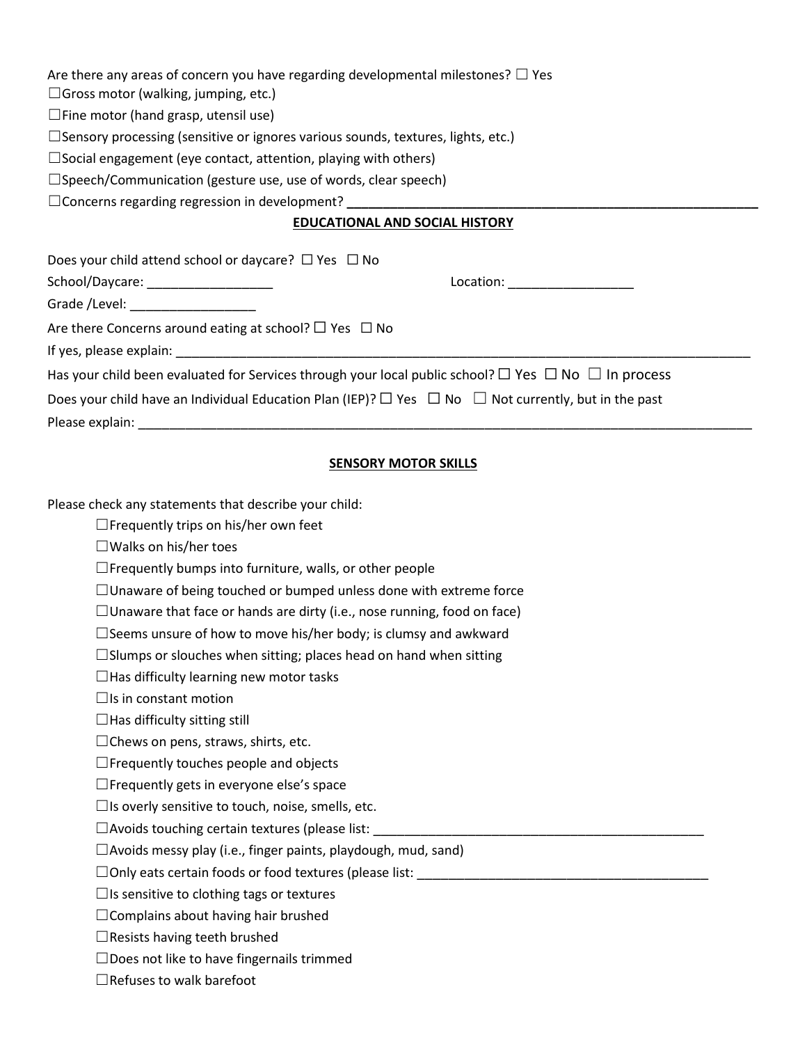Are there any areas of concern you have regarding developmental milestones? ☐ Yes

☐Gross motor (walking, jumping, etc.)

☐Fine motor (hand grasp, utensil use)

☐Sensory processing (sensitive or ignores various sounds, textures, lights, etc.)

☐Social engagement (eye contact, attention, playing with others)

☐Speech/Communication (gesture use, use of words, clear speech)

☐Concerns regarding regression in development? ___________________________________________________________

**EDUCATIONAL AND SOCIAL HISTORY**

Does your child attend school or daycare? ☐ Yes ☐ No

School/Daycare: _________________ Location: _________________

Grade /Level: _________________

Are there Concerns around eating at school? ☐ Yes ☐ No

If yes, please explain: ___________________________________________________________________________________

Has your child been evaluated for Services through your local public school? ☐ Yes ☐ No ☐ In process

Does your child have an Individual Education Plan (IEP)? ☐ Yes ☐ No ☐ Not currently, but in the past

Please explain: _________________________________________________________________________________________

**SENSORY MOTOR SKILLS**

Please check any statements that describe your child:

- ☐Frequently trips on his/her own feet
- ☐Walks on his/her toes
- ☐Frequently bumps into furniture, walls, or other people
- ☐Unaware of being touched or bumped unless done with extreme force
- ☐Unaware that face or hands are dirty (i.e., nose running, food on face)
- ☐Seems unsure of how to move his/her body; is clumsy and awkward
- ☐Slumps or slouches when sitting; places head on hand when sitting
- ☐Has difficulty learning new motor tasks
- ☐Is in constant motion
- ☐Has difficulty sitting still
- ☐Chews on pens, straws, shirts, etc.
- ☐Frequently touches people and objects
- ☐Frequently gets in everyone else's space
- ☐Is overly sensitive to touch, noise, smells, etc.
- ☐Avoids touching certain textures (please list: _______________________________________________
- ☐Avoids messy play (i.e., finger paints, playdough, mud, sand)
- ☐Only eats certain foods or food textures (please list: __________________________________________
- ☐Is sensitive to clothing tags or textures
- ☐Complains about having hair brushed
- ☐Resists having teeth brushed
- ☐Does not like to have fingernails trimmed
- ☐Refuses to walk barefoot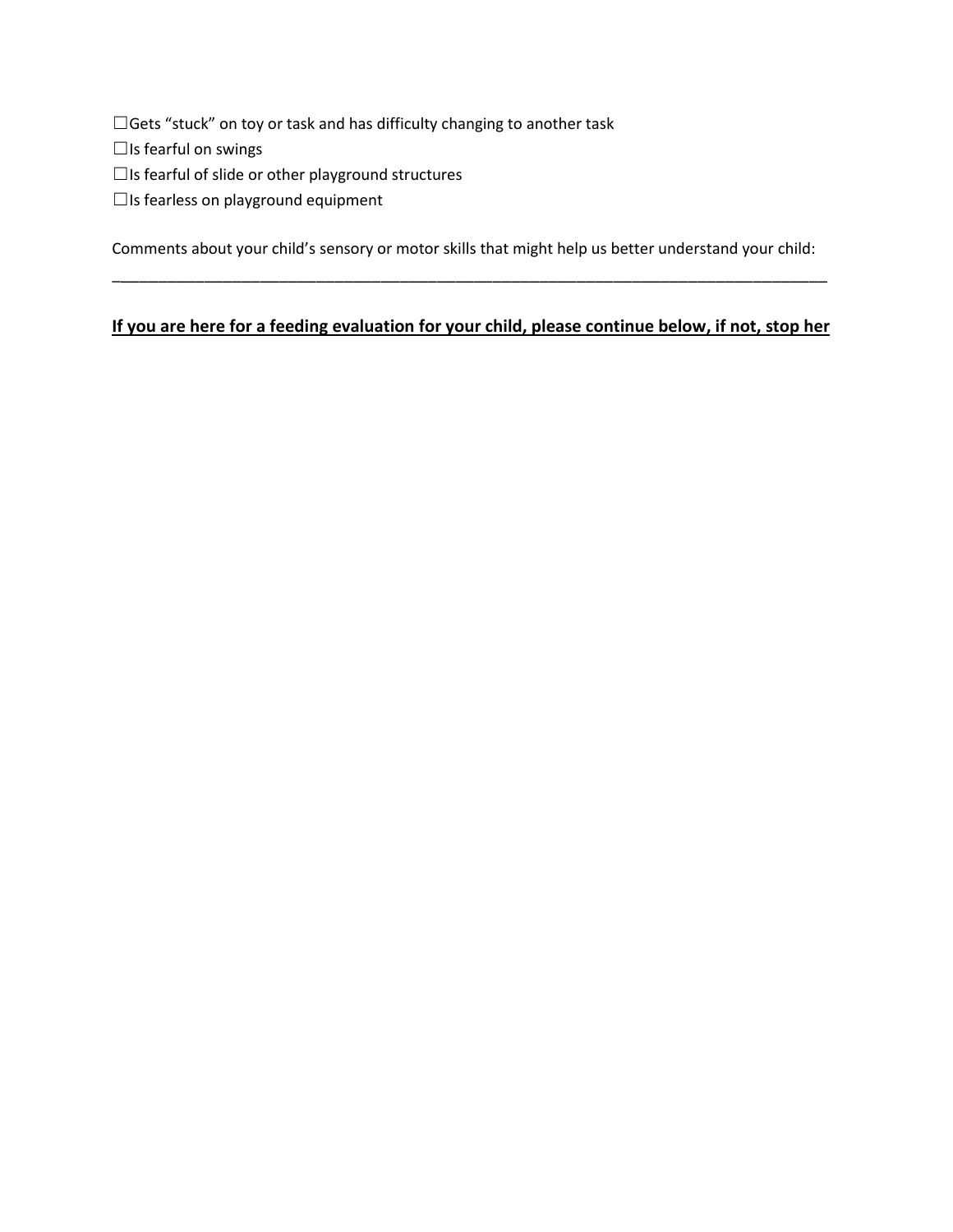☐Gets "stuck" on toy or task and has difficulty changing to another task

☐Is fearful on swings

☐Is fearful of slide or other playground structures

☐Is fearless on playground equipment

Comments about your child's sensory or motor skills that might help us better understand your child:
______________________________________________________________________________________

**<u>If you are here for a feeding evaluation for your child, please continue below, if not, stop her</u>**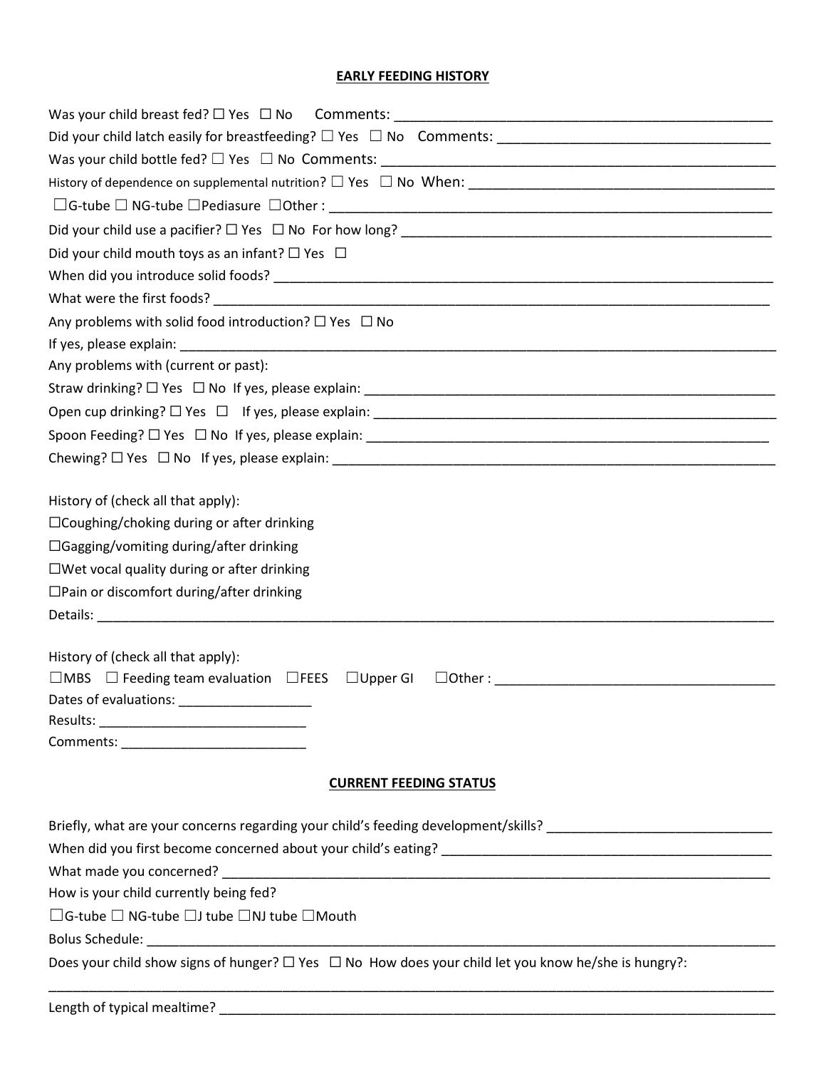## EARLY FEEDING HISTORY

Was your child breast fed? ☐ Yes ☐ No Comments: ___________________________________________________

Did your child latch easily for breastfeeding? ☐ Yes ☐ No Comments: ___________________________________

Was your child bottle fed? ☐ Yes ☐ No Comments: ____________________________________________________

History of dependence on supplemental nutrition? ☐ Yes ☐ No When: _______________________________________

☐G-tube ☐ NG-tube ☐Pediasure ☐Other : ____________________________________________________________

Did your child use a pacifier? ☐ Yes ☐ No For how long? ___________________________________________________

Did your child mouth toys as an infant? ☐ Yes ☐

When did you introduce solid foods? _________________________________________________________________

What were the first foods? _________________________________________________________________________

Any problems with solid food introduction? ☐ Yes ☐ No

If yes, please explain: _____________________________________________________________________________

Any problems with (current or past):

Straw drinking? ☐ Yes ☐ No If yes, please explain: _______________________________________________________

Open cup drinking? ☐ Yes ☐ If yes, please explain: ______________________________________________________

Spoon Feeding? ☐ Yes ☐ No If yes, please explain: _______________________________________________________

Chewing? ☐ Yes ☐ No If yes, please explain: ____________________________________________________________

History of (check all that apply):

☐Coughing/choking during or after drinking

☐Gagging/vomiting during/after drinking

☐Wet vocal quality during or after drinking

☐Pain or discomfort during/after drinking

Details: __________________________________________________________________________________________

History of (check all that apply):

☐MBS ☐ Feeding team evaluation ☐FEES ☐Upper GI ☐Other : ____________________________________

Dates of evaluations: _________________

Results: ____________________________

Comments: _________________________

## CURRENT FEEDING STATUS

Briefly, what are your concerns regarding your child's feeding development/skills? ______________________________

When did you first become concerned about your child's eating? _____________________________________________

What made you concerned? _________________________________________________________________________

How is your child currently being fed?

☐G-tube ☐ NG-tube ☐J tube ☐NJ tube ☐Mouth

Bolus Schedule: ___________________________________________________________________________________

Does your child show signs of hunger? ☐ Yes ☐ No How does your child let you know he/she is hungry?:

__________________________________________________________________________________________________

Length of typical mealtime? _________________________________________________________________________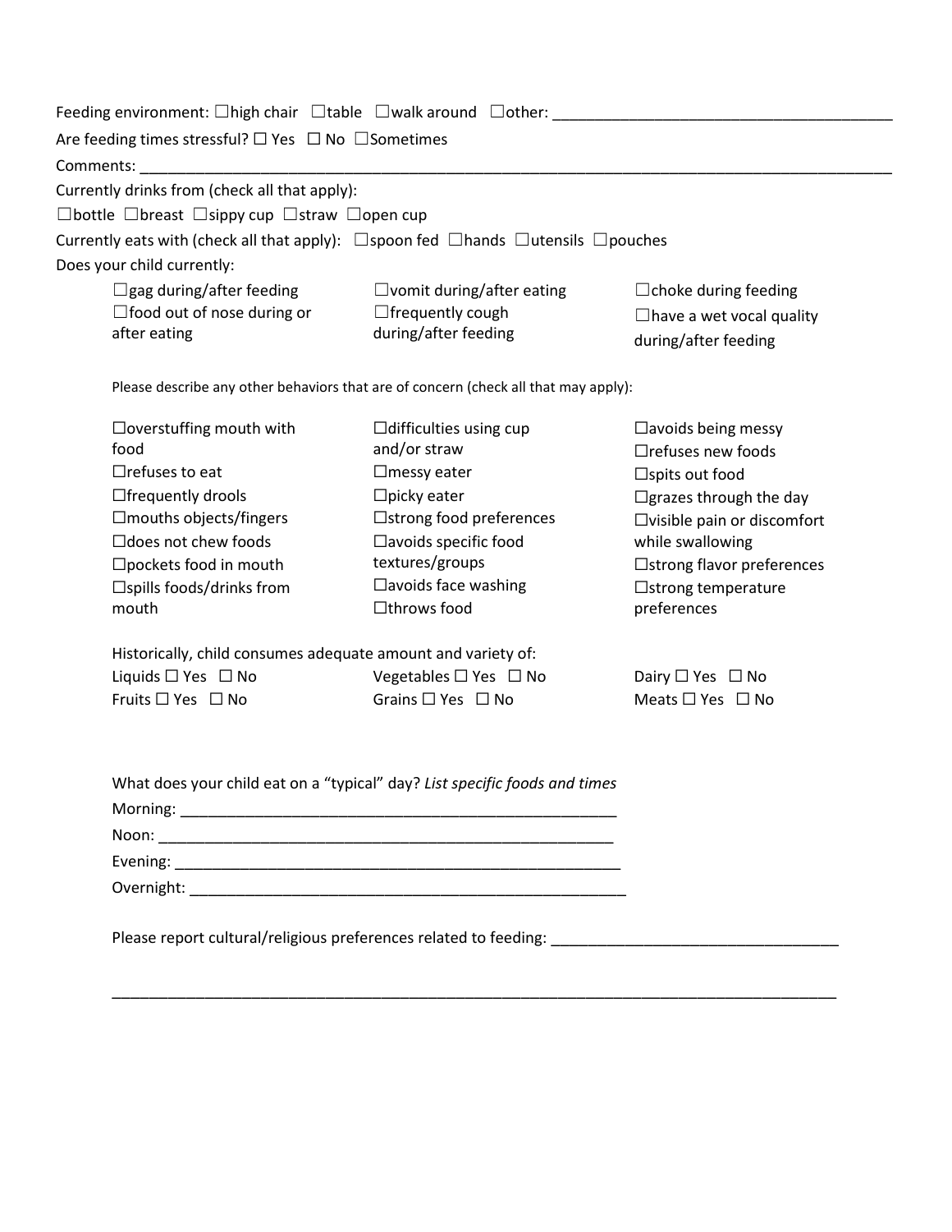Feeding environment: ☐high chair ☐table ☐walk around ☐other: ________________________________________

Are feeding times stressful? ☐ Yes ☐ No ☐Sometimes

Comments: ____________________________________________________________________________________________

Currently drinks from (check all that apply):

☐bottle ☐breast ☐sippy cup ☐straw ☐open cup

Currently eats with (check all that apply): ☐spoon fed ☐hands ☐utensils ☐pouches

Does your child currently:

☐gag during/after feeding
☐food out of nose during or after eating
☐vomit during/after eating
☐frequently cough during/after feeding
☐choke during feeding
☐have a wet vocal quality during/after feeding

Please describe any other behaviors that are of concern (check all that may apply):

☐overstuffing mouth with food
☐refuses to eat
☐frequently drools
☐mouths objects/fingers
☐does not chew foods
☐pockets food in mouth
☐spills foods/drinks from mouth
☐difficulties using cup and/or straw
☐messy eater
☐picky eater
☐strong food preferences
☐avoids specific food textures/groups
☐avoids face washing
☐throws food
☐avoids being messy
☐refuses new foods
☐spits out food
☐grazes through the day
☐visible pain or discomfort while swallowing
☐strong flavor preferences
☐strong temperature preferences

Historically, child consumes adequate amount and variety of:

Liquids ☐ Yes ☐ No
Fruits ☐ Yes ☐ No
Vegetables ☐ Yes ☐ No
Grains ☐ Yes ☐ No
Dairy ☐ Yes ☐ No
Meats ☐ Yes ☐ No

What does your child eat on a "typical" day? *List specific foods and times*

Morning: ____________________________________________________

Noon: ______________________________________________________

Evening: ____________________________________________________

Overnight: ___________________________________________________

Please report cultural/religious preferences related to feeding: __________________________________

__________________________________________________________________________________________